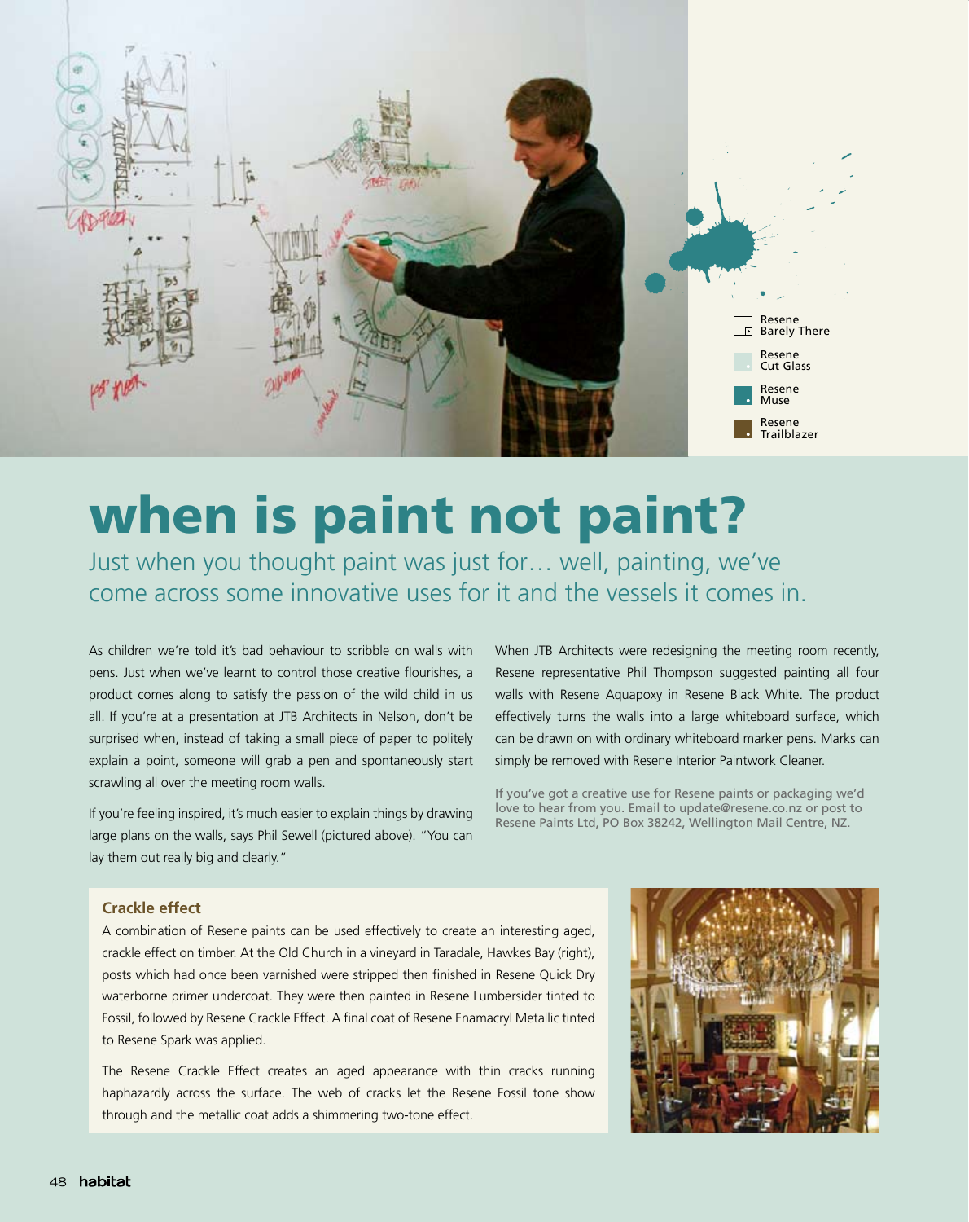Resene Barely There

Resene Cut Glass

Resene Muse

Resene Trailblazer

# when is paint not paint?

Just when you thought paint was just for… well, painting, we've come across some innovative uses for it and the vessels it comes in.

As children we're told it's bad behaviour to scribble on walls with pens. Just when we've learnt to control those creative flourishes, a product comes along to satisfy the passion of the wild child in us all. If you're at a presentation at JTB Architects in Nelson, don't be surprised when, instead of taking a small piece of paper to politely explain a point, someone will grab a pen and spontaneously start scrawling all over the meeting room walls.

If you're feeling inspired, it's much easier to explain things by drawing large plans on the walls, says Phil Sewell (pictured above). "You can lay them out really big and clearly."

When JTB Architects were redesigning the meeting room recently, Resene representative Phil Thompson suggested painting all four walls with Resene Aquapoxy in Resene Black White. The product effectively turns the walls into a large whiteboard surface, which can be drawn on with ordinary whiteboard marker pens. Marks can simply be removed with Resene Interior Paintwork Cleaner.

If you've got a creative use for Resene paints or packaging we'd love to hear from you. Email to update@resene.co.nz or post to Resene Paints Ltd, PO Box 38242, Wellington Mail Centre, NZ.

### Crackle effect

A combination of Resene paints can be used effectively to create an interesting aged, crackle effect on timber. At the Old Church in a vineyard in Taradale, Hawkes Bay (right), posts which had once been varnished were stripped then finished in Resene Quick Dry waterborne primer undercoat. They were then painted in Resene Lumbersider tinted to Fossil, followed by Resene Crackle Effect. A final coat of Resene Enamacryl Metallic tinted to Resene Spark was applied.

The Resene Crackle Effect creates an aged appearance with thin cracks running haphazardly across the surface. The web of cracks let the Resene Fossil tone show through and the metallic coat adds a shimmering two-tone effect.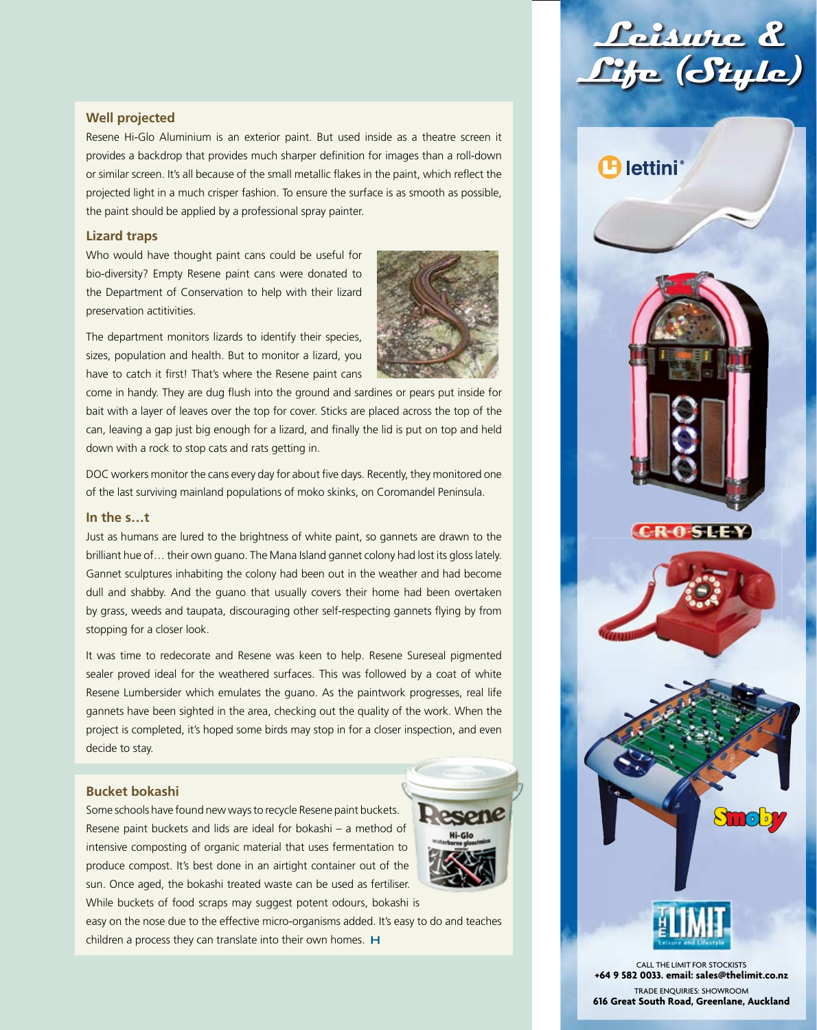## Well projected

Resene Hi-Glo Aluminium is an exterior paint. But used inside as a theatre screen it provides a backdrop that provides much sharper definition for images than a roll-down or similar screen. It's all because of the small metallic flakes in the paint, which reflect the projected light in a much crisper fashion. To ensure the surface is as smooth as possible, the paint should be applied by a professional spray painter.

## Lizard traps

Who would have thought paint cans could be useful for bio-diversity? Empty Resene paint cans were donated to the Department of Conservation to help with their lizard preservation actitivities.

The department monitors lizards to identify their species, sizes, population and health. But to monitor a lizard, you have to catch it first! That's where the Resene paint cans come in handy. They are dug flush into the ground and sardines or pears put inside for bait with a layer of leaves over the top for cover. Sticks are placed across the top of the can, leaving a gap just big enough for a lizard, and finally the lid is put on top and held down with a rock to stop cats and rats getting in.

DOC workers monitor the cans every day for about five days. Recently, they monitored one of the last surviving mainland populations of moko skinks, on Coromandel Peninsula.

## In the s…t

Just as humans are lured to the brightness of white paint, so gannets are drawn to the brilliant hue of… their own guano. The Mana Island gannet colony had lost its gloss lately. Gannet sculptures inhabiting the colony had been out in the weather and had become dull and shabby. And the guano that usually covers their home had been overtaken by grass, weeds and taupata, discouraging other self-respecting gannets flying by from stopping for a closer look.

It was time to redecorate and Resene was keen to help. Resene Sureseal pigmented sealer proved ideal for the weathered surfaces. This was followed by a coat of white Resene Lumbersider which emulates the guano. As the paintwork progresses, real life gannets have been sighted in the area, checking out the quality of the work. When the project is completed, it's hoped some birds may stop in for a closer inspection, and even decide to stay.

## Bucket bokashi

Some schools have found new ways to recycle Resene paint buckets. Resene paint buckets and lids are ideal for bokashi – a method of intensive composting of organic material that uses fermentation to produce compost. It's best done in an airtight container out of the sun. Once aged, the bokashi treated waste can be used as fertiliser. While buckets of food scraps may suggest potent odours, bokashi is easy on the nose due to the effective micro-organisms added. It's easy to do and teaches children a process they can translate into their own homes.

# Leisure & Life (Style)

lettini

CROSLEY

Smoby

THE LIMIT
Leisure and Lifestyle

CALL THE LIMIT FOR STOCKISTS
**+64 9 582 0033. email: sales@thelimit.co.nz**

TRADE ENQUIRIES: SHOWROOM
**616 Great South Road, Greenlane, Auckland**